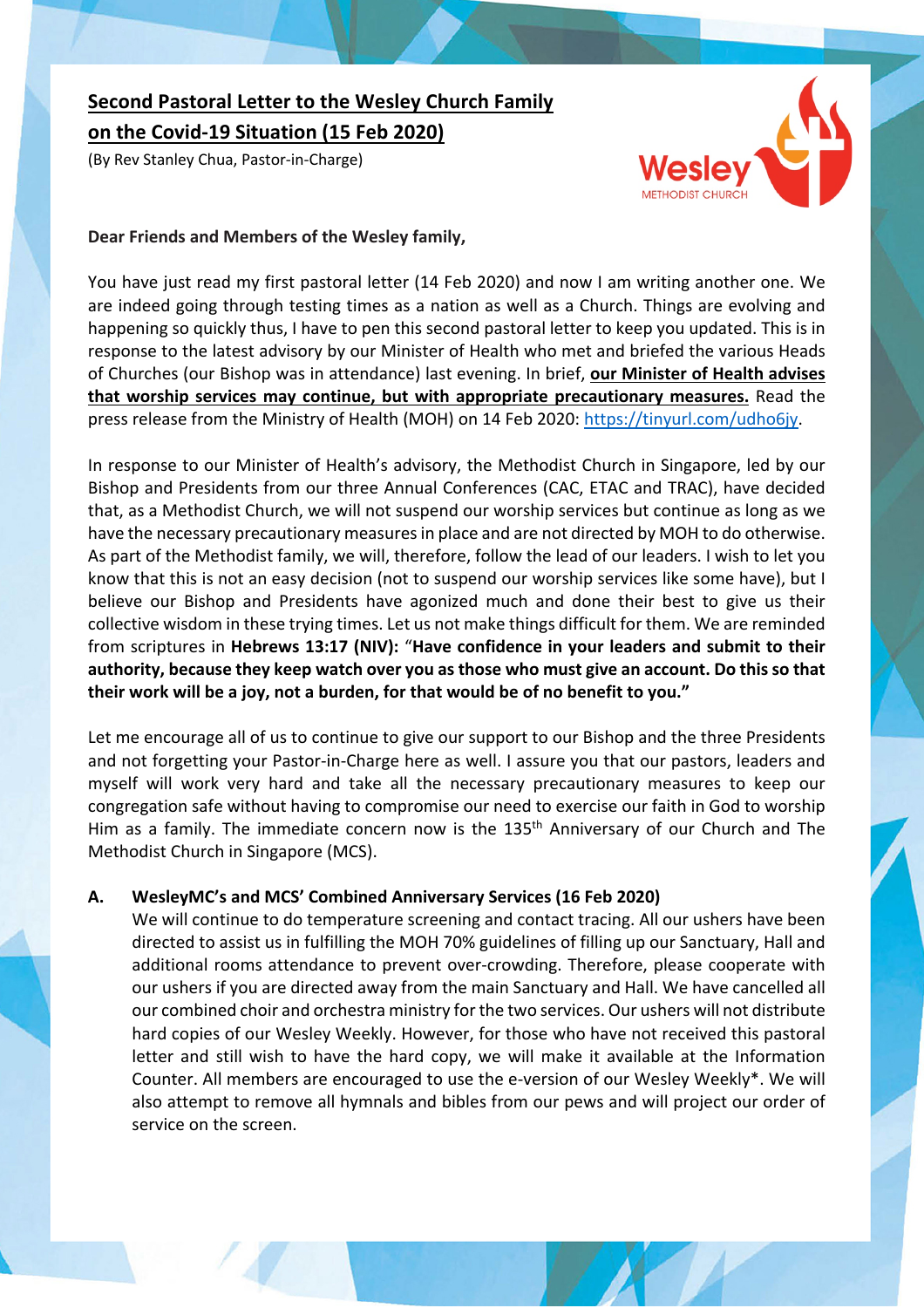# Second Pastoral Letter to the Wesley Church Family on the Covid-19 Situation (15 Feb 2020)

(By Rev Stanley Chua, Pastor-in-Charge)

**Dear Friends and Members of the Wesley family,**

You have just read my first pastoral letter (14 Feb 2020) and now I am writing another one. We are indeed going through testing times as a nation as well as a Church. Things are evolving and happening so quickly thus, I have to pen this second pastoral letter to keep you updated. This is in response to the latest advisory by our Minister of Health who met and briefed the various Heads of Churches (our Bishop was in attendance) last evening. In brief, **our Minister of Health advises that worship services may continue, but with appropriate precautionary measures.** Read the press release from the Ministry of Health (MOH) on 14 Feb 2020: https://tinyurl.com/udho6jy.

In response to our Minister of Health's advisory, the Methodist Church in Singapore, led by our Bishop and Presidents from our three Annual Conferences (CAC, ETAC and TRAC), have decided that, as a Methodist Church, we will not suspend our worship services but continue as long as we have the necessary precautionary measures in place and are not directed by MOH to do otherwise. As part of the Methodist family, we will, therefore, follow the lead of our leaders. I wish to let you know that this is not an easy decision (not to suspend our worship services like some have), but I believe our Bishop and Presidents have agonized much and done their best to give us their collective wisdom in these trying times. Let us not make things difficult for them. We are reminded from scriptures in **Hebrews 13:17 (NIV):** "**Have confidence in your leaders and submit to their authority, because they keep watch over you as those who must give an account. Do this so that their work will be a joy, not a burden, for that would be of no benefit to you."**

Let me encourage all of us to continue to give our support to our Bishop and the three Presidents and not forgetting your Pastor-in-Charge here as well. I assure you that our pastors, leaders and myself will work very hard and take all the necessary precautionary measures to keep our congregation safe without having to compromise our need to exercise our faith in God to worship Him as a family. The immediate concern now is the 135th Anniversary of our Church and The Methodist Church in Singapore (MCS).

**A. WesleyMC's and MCS' Combined Anniversary Services (16 Feb 2020)**

We will continue to do temperature screening and contact tracing. All our ushers have been directed to assist us in fulfilling the MOH 70% guidelines of filling up our Sanctuary, Hall and additional rooms attendance to prevent over-crowding. Therefore, please cooperate with our ushers if you are directed away from the main Sanctuary and Hall. We have cancelled all our combined choir and orchestra ministry for the two services. Our ushers will not distribute hard copies of our Wesley Weekly. However, for those who have not received this pastoral letter and still wish to have the hard copy, we will make it available at the Information Counter. All members are encouraged to use the e-version of our Wesley Weekly*. We will also attempt to remove all hymnals and bibles from our pews and will project our order of service on the screen.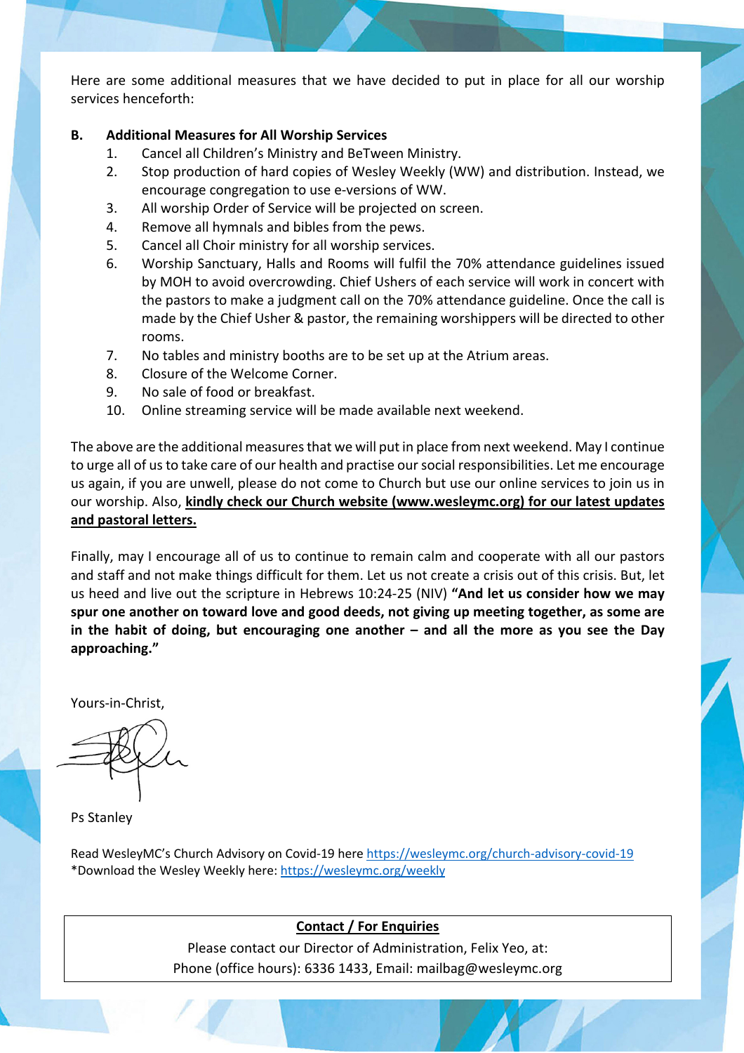Here are some additional measures that we have decided to put in place for all our worship services henceforth:

**B. Additional Measures for All Worship Services**

1. Cancel all Children's Ministry and BeTween Ministry.
2. Stop production of hard copies of Wesley Weekly (WW) and distribution. Instead, we encourage congregation to use e-versions of WW.
3. All worship Order of Service will be projected on screen.
4. Remove all hymnals and bibles from the pews.
5. Cancel all Choir ministry for all worship services.
6. Worship Sanctuary, Halls and Rooms will fulfil the 70% attendance guidelines issued by MOH to avoid overcrowding. Chief Ushers of each service will work in concert with the pastors to make a judgment call on the 70% attendance guideline. Once the call is made by the Chief Usher & pastor, the remaining worshippers will be directed to other rooms.
7. No tables and ministry booths are to be set up at the Atrium areas.
8. Closure of the Welcome Corner.
9. No sale of food or breakfast.
10. Online streaming service will be made available next weekend.

The above are the additional measures that we will put in place from next weekend. May I continue to urge all of us to take care of our health and practise our social responsibilities. Let me encourage us again, if you are unwell, please do not come to Church but use our online services to join us in our worship. Also, **kindly check our Church website (www.wesleymc.org) for our latest updates and pastoral letters.**

Finally, may I encourage all of us to continue to remain calm and cooperate with all our pastors and staff and not make things difficult for them. Let us not create a crisis out of this crisis. But, let us heed and live out the scripture in Hebrews 10:24-25 (NIV) **"And let us consider how we may spur one another on toward love and good deeds, not giving up meeting together, as some are in the habit of doing, but encouraging one another – and all the more as you see the Day approaching."**

Yours-in-Christ,

Ps Stanley

Read WesleyMC's Church Advisory on Covid-19 here https://wesleymc.org/church-advisory-covid-19
*Download the Wesley Weekly here: https://wesleymc.org/weekly

**Contact / For Enquiries**

Please contact our Director of Administration, Felix Yeo, at:
Phone (office hours): 6336 1433, Email: mailbag@wesleymc.org